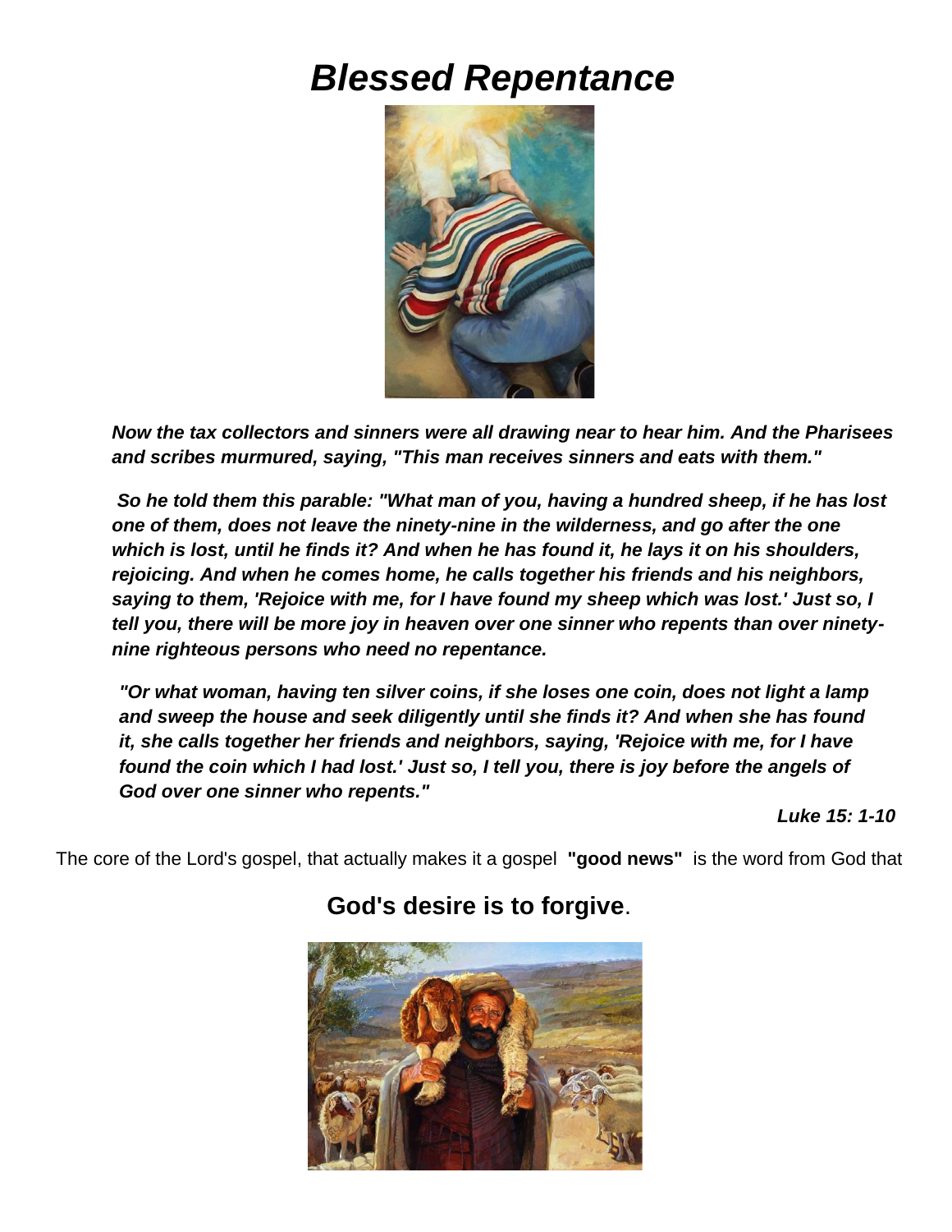# *Blessed Repentance*

***Now the tax collectors and sinners were all drawing near to hear him. And the Pharisees and scribes murmured, saying, "This man receives sinners and eats with them."***

***So he told them this parable: "What man of you, having a hundred sheep, if he has lost one of them, does not leave the ninety-nine in the wilderness, and go after the one which is lost, until he finds it? And when he has found it, he lays it on his shoulders, rejoicing. And when he comes home, he calls together his friends and his neighbors, saying to them, 'Rejoice with me, for I have found my sheep which was lost.' Just so, I tell you, there will be more joy in heaven over one sinner who repents than over ninety-nine righteous persons who need no repentance.***

***"Or what woman, having ten silver coins, if she loses one coin, does not light a lamp and sweep the house and seek diligently until she finds it? And when she has found it, she calls together her friends and neighbors, saying, 'Rejoice with me, for I have found the coin which I had lost.' Just so, I tell you, there is joy before the angels of God over one sinner who repents."***

***Luke 15: 1-10***

The core of the Lord's gospel, that actually makes it a gospel **"good news"** is the word from God that

## **God's desire is to forgive**.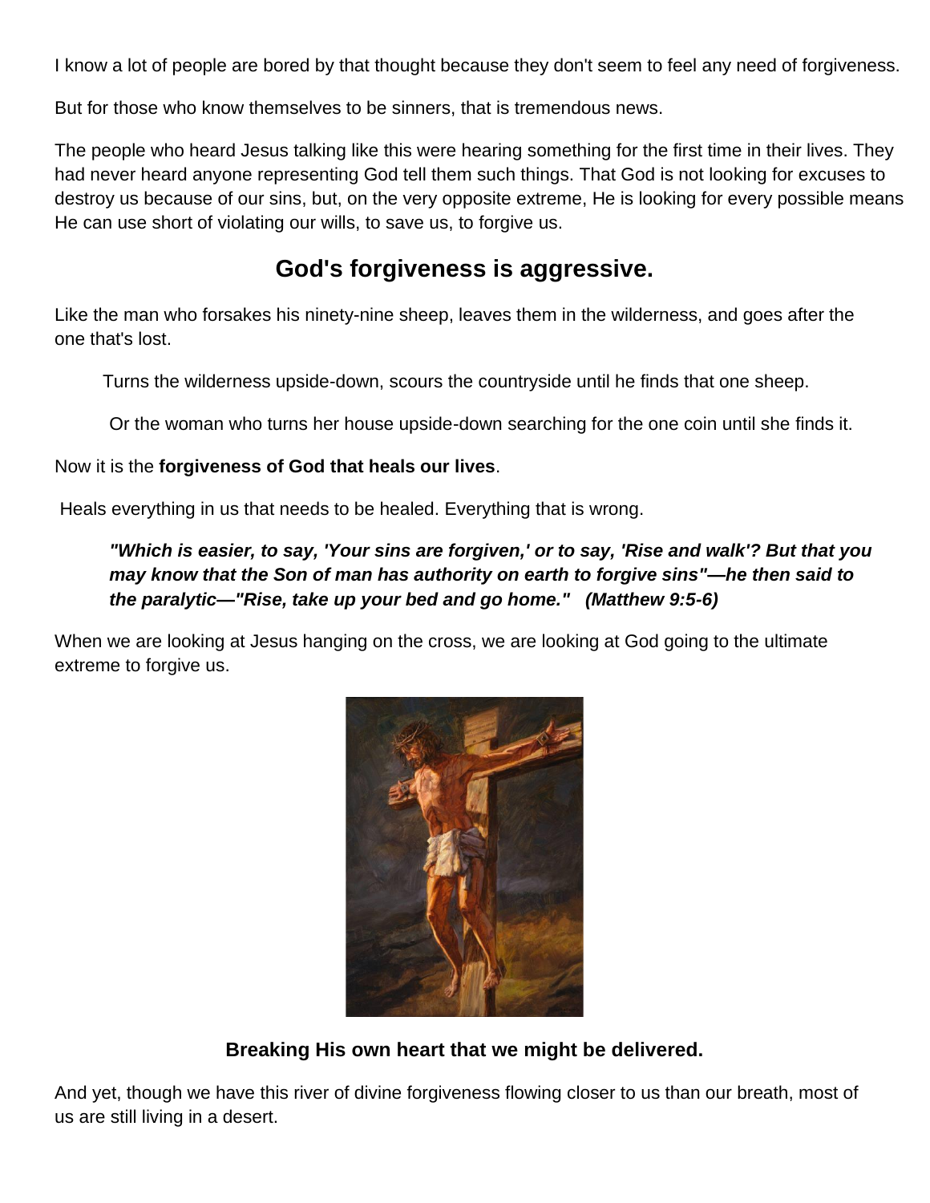I know a lot of people are bored by that thought because they don't seem to feel any need of forgiveness.

But for those who know themselves to be sinners, that is tremendous news.

The people who heard Jesus talking like this were hearing something for the first time in their lives. They had never heard anyone representing God tell them such things. That God is not looking for excuses to destroy us because of our sins, but, on the very opposite extreme, He is looking for every possible means He can use short of violating our wills, to save us, to forgive us.

## God's forgiveness is aggressive.

Like the man who forsakes his ninety-nine sheep, leaves them in the wilderness, and goes after the one that's lost.

Turns the wilderness upside-down, scours the countryside until he finds that one sheep.

Or the woman who turns her house upside-down searching for the one coin until she finds it.

Now it is the **forgiveness of God that heals our lives**.

Heals everything in us that needs to be healed. Everything that is wrong.

> ***"Which is easier, to say, 'Your sins are forgiven,' or to say, 'Rise and walk'? But that you may know that the Son of man has authority on earth to forgive sins"—he then said to the paralytic—"Rise, take up your bed and go home." (Matthew 9:5-6)***

When we are looking at Jesus hanging on the cross, we are looking at God going to the ultimate extreme to forgive us.

**Breaking His own heart that we might be delivered.**

And yet, though we have this river of divine forgiveness flowing closer to us than our breath, most of us are still living in a desert.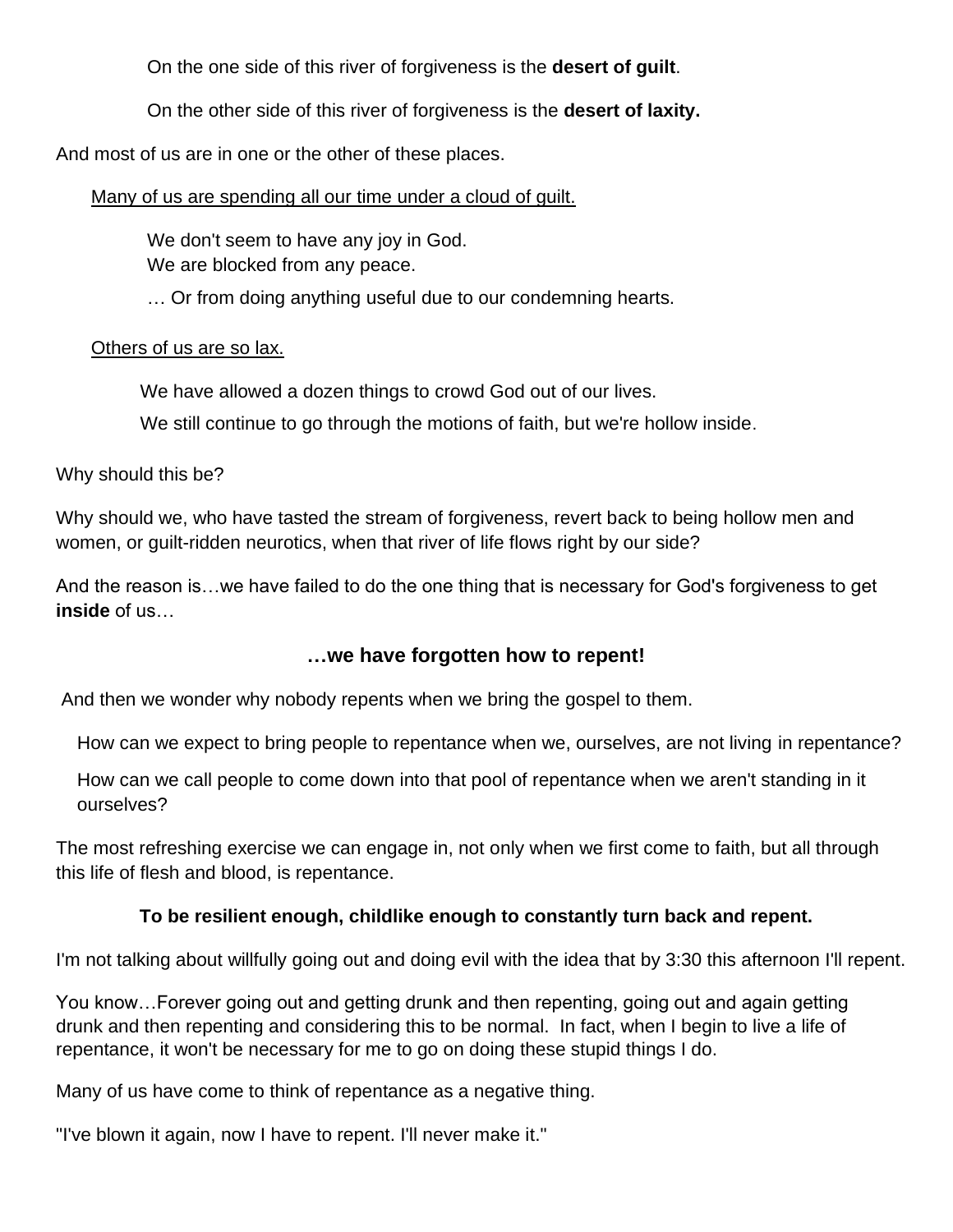On the one side of this river of forgiveness is the **desert of guilt**.

On the other side of this river of forgiveness is the **desert of laxity.**

And most of us are in one or the other of these places.

<u>Many of us are spending all our time under a cloud of guilt.</u>

We don't seem to have any joy in God.
We are blocked from any peace.

… Or from doing anything useful due to our condemning hearts.

<u>Others of us are so lax.</u>

We have allowed a dozen things to crowd God out of our lives.

We still continue to go through the motions of faith, but we're hollow inside.

Why should this be?

Why should we, who have tasted the stream of forgiveness, revert back to being hollow men and women, or guilt-ridden neurotics, when that river of life flows right by our side?

And the reason is…we have failed to do the one thing that is necessary for God's forgiveness to get **inside** of us…

**…we have forgotten how to repent!**

And then we wonder why nobody repents when we bring the gospel to them.

How can we expect to bring people to repentance when we, ourselves, are not living in repentance?

How can we call people to come down into that pool of repentance when we aren't standing in it ourselves?

The most refreshing exercise we can engage in, not only when we first come to faith, but all through this life of flesh and blood, is repentance.

**To be resilient enough, childlike enough to constantly turn back and repent.**

I'm not talking about willfully going out and doing evil with the idea that by 3:30 this afternoon I'll repent.

You know…Forever going out and getting drunk and then repenting, going out and again getting drunk and then repenting and considering this to be normal. In fact, when I begin to live a life of repentance, it won't be necessary for me to go on doing these stupid things I do.

Many of us have come to think of repentance as a negative thing.

"I've blown it again, now I have to repent. I'll never make it."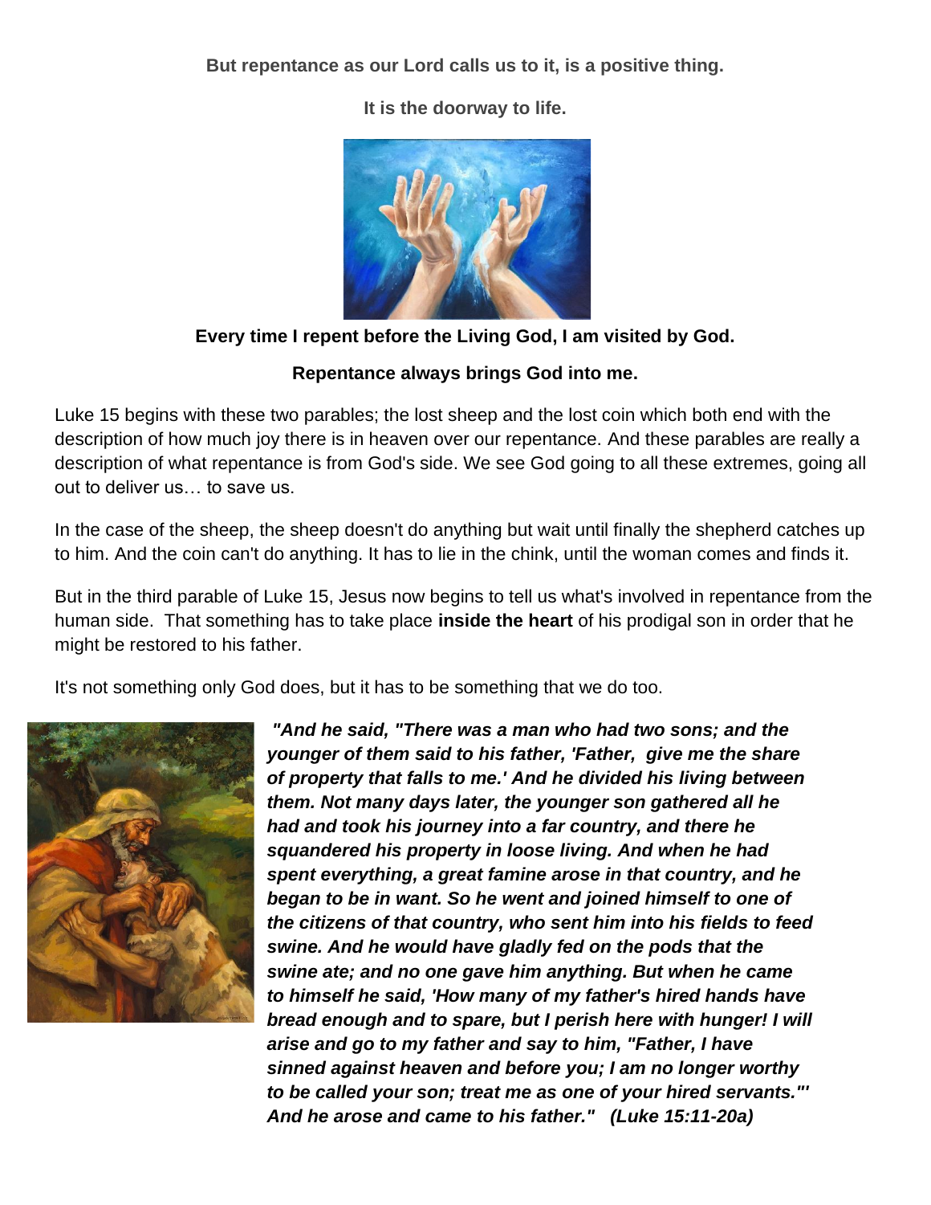**But repentance as our Lord calls us to it, is a positive thing.**

**It is the doorway to life.**

**Every time I repent before the Living God, I am visited by God.**

**Repentance always brings God into me.**

Luke 15 begins with these two parables; the lost sheep and the lost coin which both end with the description of how much joy there is in heaven over our repentance. And these parables are really a description of what repentance is from God's side. We see God going to all these extremes, going all out to deliver us… to save us.

In the case of the sheep, the sheep doesn't do anything but wait until finally the shepherd catches up to him. And the coin can't do anything. It has to lie in the chink, until the woman comes and finds it.

But in the third parable of Luke 15, Jesus now begins to tell us what's involved in repentance from the human side. That something has to take place **inside the heart** of his prodigal son in order that he might be restored to his father.

It's not something only God does, but it has to be something that we do too.

***"And he said, "There was a man who had two sons; and the younger of them said to his father, 'Father, give me the share of property that falls to me.' And he divided his living between them. Not many days later, the younger son gathered all he had and took his journey into a far country, and there he squandered his property in loose living. And when he had spent everything, a great famine arose in that country, and he began to be in want. So he went and joined himself to one of the citizens of that country, who sent him into his fields to feed swine. And he would have gladly fed on the pods that the swine ate; and no one gave him anything. But when he came to himself he said, 'How many of my father's hired hands have bread enough and to spare, but I perish here with hunger! I will arise and go to my father and say to him, "Father, I have sinned against heaven and before you; I am no longer worthy to be called your son; treat me as one of your hired servants."' And he arose and came to his father." (Luke 15:11-20a)***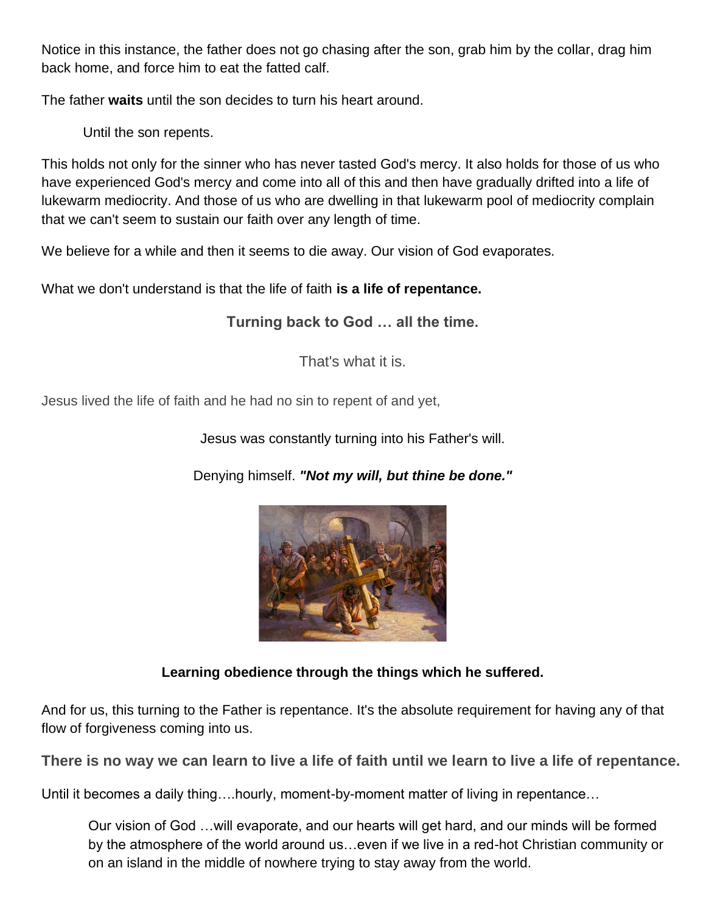Notice in this instance, the father does not go chasing after the son, grab him by the collar, drag him back home, and force him to eat the fatted calf.

The father **waits** until the son decides to turn his heart around.

Until the son repents.

This holds not only for the sinner who has never tasted God's mercy. It also holds for those of us who have experienced God's mercy and come into all of this and then have gradually drifted into a life of lukewarm mediocrity. And those of us who are dwelling in that lukewarm pool of mediocrity complain that we can't seem to sustain our faith over any length of time.

We believe for a while and then it seems to die away. Our vision of God evaporates.

What we don't understand is that the life of faith **is a life of repentance.**

**Turning back to God … all the time.**

That's what it is.

Jesus lived the life of faith and he had no sin to repent of and yet,

Jesus was constantly turning into his Father's will.

Denying himself. ***"Not my will, but thine be done."***

**Learning obedience through the things which he suffered.**

And for us, this turning to the Father is repentance. It's the absolute requirement for having any of that flow of forgiveness coming into us.

**There is no way we can learn to live a life of faith until we learn to live a life of repentance.**

Until it becomes a daily thing….hourly, moment-by-moment matter of living in repentance…

Our vision of God …will evaporate, and our hearts will get hard, and our minds will be formed by the atmosphere of the world around us…even if we live in a red-hot Christian community or on an island in the middle of nowhere trying to stay away from the world.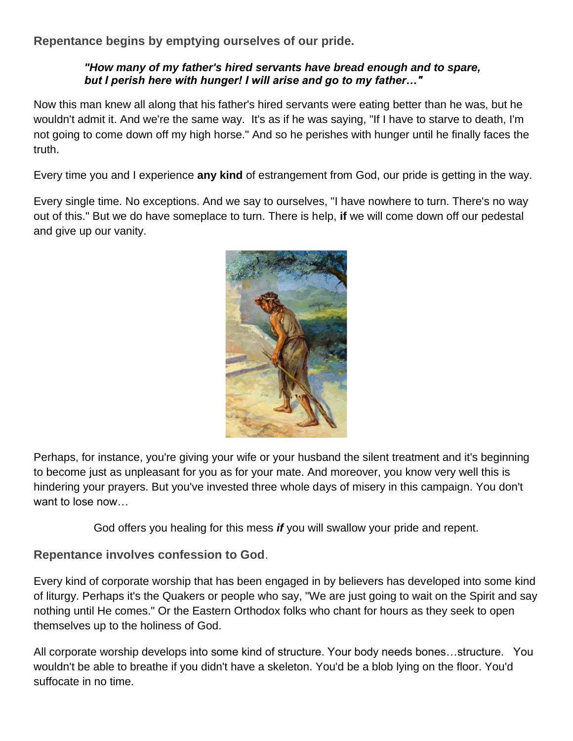**Repentance begins by emptying ourselves of our pride.**

> ***"How many of my father's hired servants have bread enough and to spare, but I perish here with hunger! I will arise and go to my father…"***

Now this man knew all along that his father's hired servants were eating better than he was, but he wouldn't admit it. And we're the same way. It's as if he was saying, "If I have to starve to death, I'm not going to come down off my high horse." And so he perishes with hunger until he finally faces the truth.

Every time you and I experience **any kind** of estrangement from God, our pride is getting in the way.

Every single time. No exceptions. And we say to ourselves, "I have nowhere to turn. There's no way out of this." But we do have someplace to turn. There is help, **if** we will come down off our pedestal and give up our vanity.

Perhaps, for instance, you're giving your wife or your husband the silent treatment and it's beginning to become just as unpleasant for you as for your mate. And moreover, you know very well this is hindering your prayers. But you've invested three whole days of misery in this campaign. You don't want to lose now…

God offers you healing for this mess ***if*** you will swallow your pride and repent.

**Repentance involves confession to God**.

Every kind of corporate worship that has been engaged in by believers has developed into some kind of liturgy. Perhaps it's the Quakers or people who say, "We are just going to wait on the Spirit and say nothing until He comes." Or the Eastern Orthodox folks who chant for hours as they seek to open themselves up to the holiness of God.

All corporate worship develops into some kind of structure. Your body needs bones…structure. You wouldn't be able to breathe if you didn't have a skeleton. You'd be a blob lying on the floor. You'd suffocate in no time.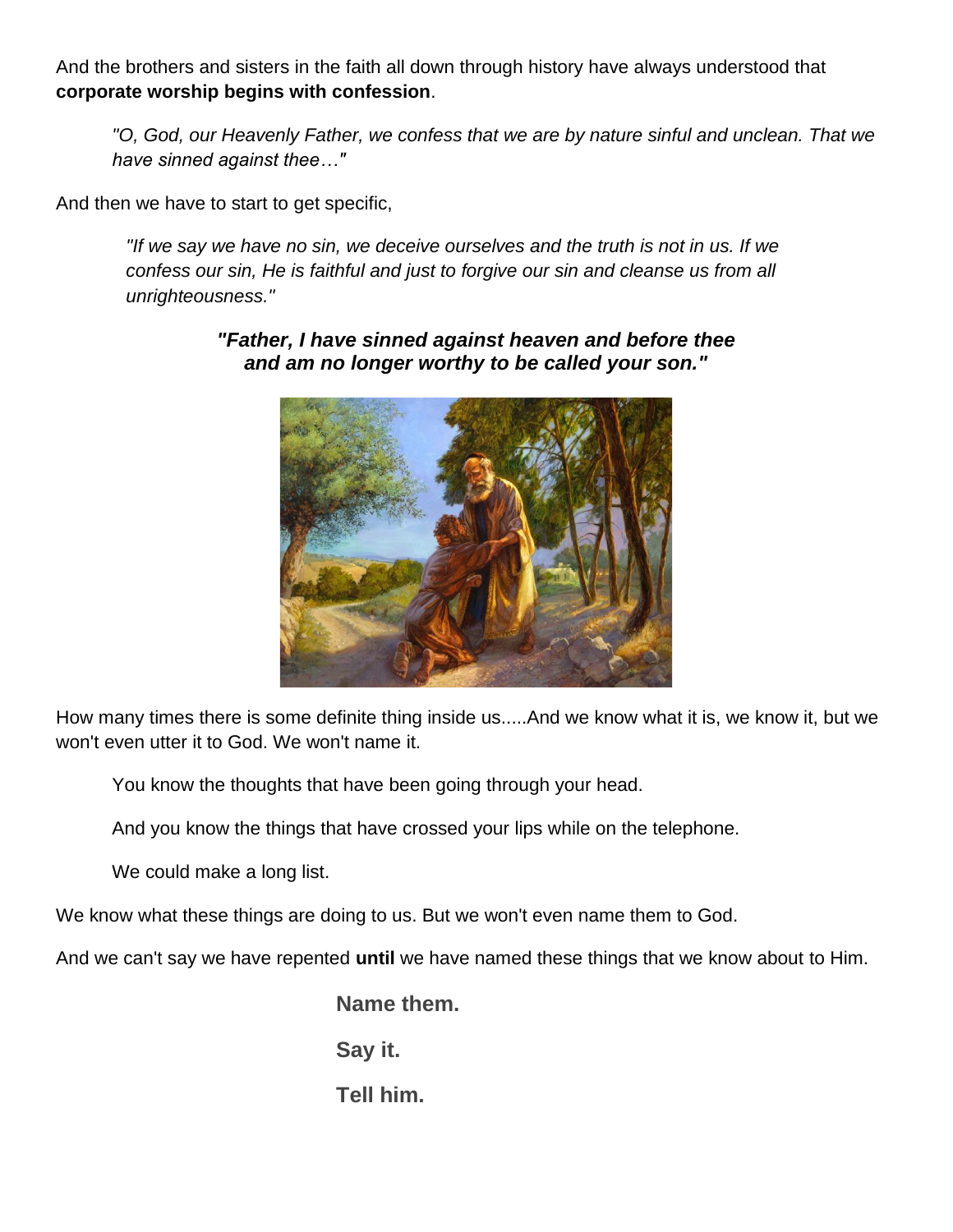And the brothers and sisters in the faith all down through history have always understood that **corporate worship begins with confession**.

> *"O, God, our Heavenly Father, we confess that we are by nature sinful and unclean. That we have sinned against thee…"*

And then we have to start to get specific,

> *"If we say we have no sin, we deceive ourselves and the truth is not in us. If we confess our sin, He is faithful and just to forgive our sin and cleanse us from all unrighteousness."*

***"Father, I have sinned against heaven and before thee and am no longer worthy to be called your son."***

How many times there is some definite thing inside us.....And we know what it is, we know it, but we won't even utter it to God. We won't name it.

> You know the thoughts that have been going through your head.
>
> And you know the things that have crossed your lips while on the telephone.
>
> We could make a long list.

We know what these things are doing to us. But we won't even name them to God.

And we can't say we have repented **until** we have named these things that we know about to Him.

**Name them.**

**Say it.**

**Tell him.**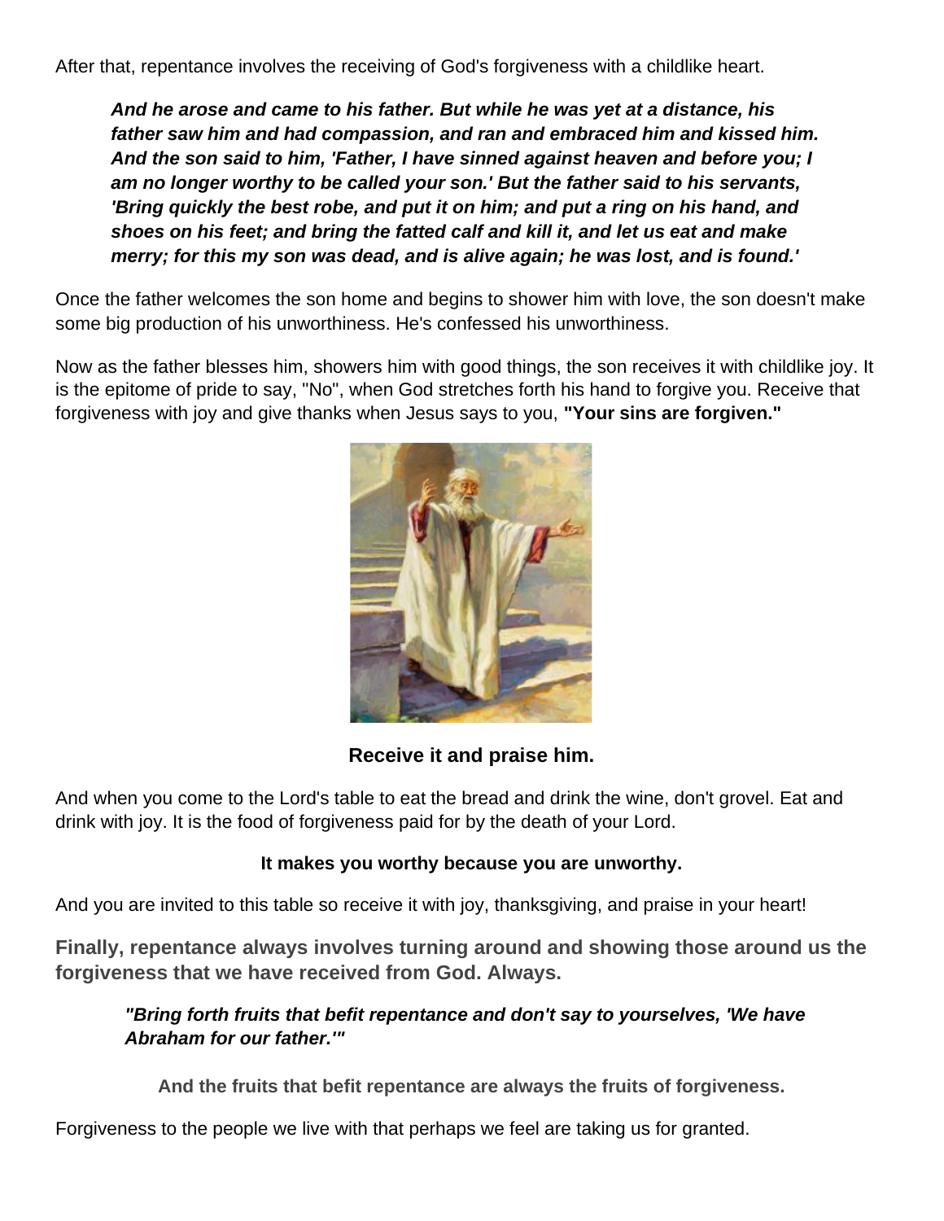After that, repentance involves the receiving of God's forgiveness with a childlike heart.

> ***And he arose and came to his father. But while he was yet at a distance, his father saw him and had compassion, and ran and embraced him and kissed him. And the son said to him, 'Father, I have sinned against heaven and before you; I am no longer worthy to be called your son.' But the father said to his servants, 'Bring quickly the best robe, and put it on him; and put a ring on his hand, and shoes on his feet; and bring the fatted calf and kill it, and let us eat and make merry; for this my son was dead, and is alive again; he was lost, and is found.'***

Once the father welcomes the son home and begins to shower him with love, the son doesn't make some big production of his unworthiness. He's confessed his unworthiness.

Now as the father blesses him, showers him with good things, the son receives it with childlike joy. It is the epitome of pride to say, "No", when God stretches forth his hand to forgive you. Receive that forgiveness with joy and give thanks when Jesus says to you, **"Your sins are forgiven."**

**Receive it and praise him.**

And when you come to the Lord's table to eat the bread and drink the wine, don't grovel. Eat and drink with joy. It is the food of forgiveness paid for by the death of your Lord.

**It makes you worthy because you are unworthy.**

And you are invited to this table so receive it with joy, thanksgiving, and praise in your heart!

**Finally, repentance always involves turning around and showing those around us the forgiveness that we have received from God. Always.**

> ***"Bring forth fruits that befit repentance and don't say to yourselves, 'We have Abraham for our father.'"***

**And the fruits that befit repentance are always the fruits of forgiveness.**

Forgiveness to the people we live with that perhaps we feel are taking us for granted.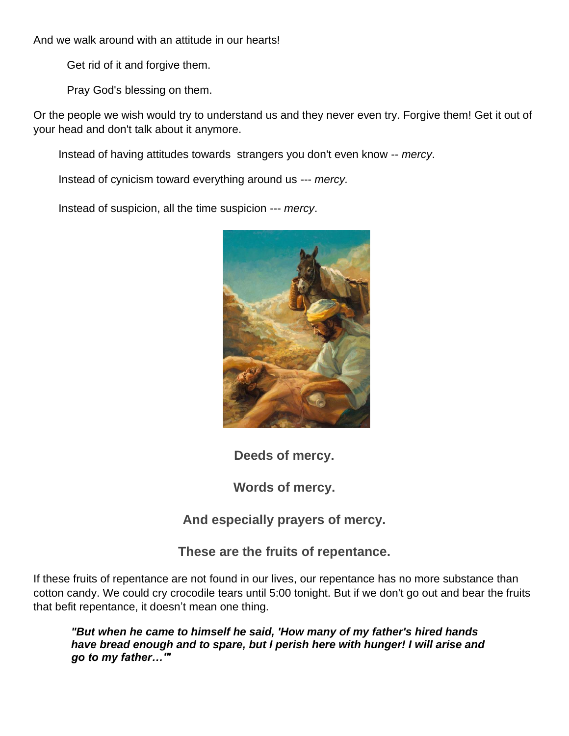And we walk around with an attitude in our hearts!

Get rid of it and forgive them.

Pray God's blessing on them.

Or the people we wish would try to understand us and they never even try. Forgive them! Get it out of your head and don't talk about it anymore.

Instead of having attitudes towards strangers you don't even know -- *mercy*.

Instead of cynicism toward everything around us --- *mercy.*

Instead of suspicion, all the time suspicion --- *mercy*.

**Deeds of mercy.**

**Words of mercy.**

**And especially prayers of mercy.**

**These are the fruits of repentance.**

If these fruits of repentance are not found in our lives, our repentance has no more substance than cotton candy. We could cry crocodile tears until 5:00 tonight. But if we don't go out and bear the fruits that befit repentance, it doesn't mean one thing.

> ***"But when he came to himself he said, 'How many of my father's hired hands have bread enough and to spare, but I perish here with hunger! I will arise and go to my father…'"***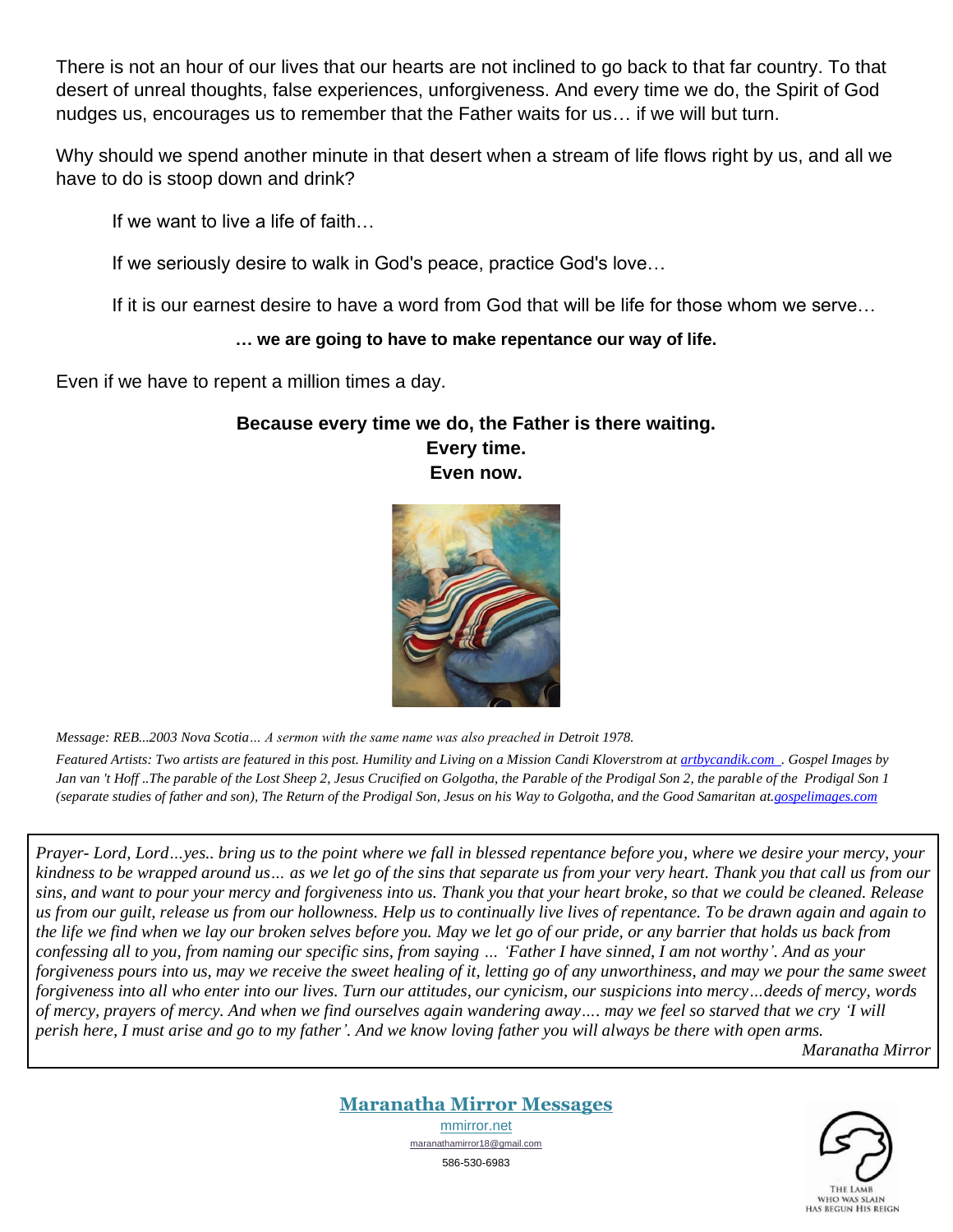There is not an hour of our lives that our hearts are not inclined to go back to that far country. To that desert of unreal thoughts, false experiences, unforgiveness. And every time we do, the Spirit of God nudges us, encourages us to remember that the Father waits for us… if we will but turn.

Why should we spend another minute in that desert when a stream of life flows right by us, and all we have to do is stoop down and drink?

> If we want to live a life of faith…
>
> If we seriously desire to walk in God's peace, practice God's love…
>
> If it is our earnest desire to have a word from God that will be life for those whom we serve…

**… we are going to have to make repentance our way of life.**

Even if we have to repent a million times a day.

**Because every time we do, the Father is there waiting.**
**Every time.**
**Even now.**

*Message: REB...2003 Nova Scotia… A sermon with the same name was also preached in Detroit 1978.*

*Featured Artists: Two artists are featured in this post. Humility and Living on a Mission Candi Kloverstrom at [artbycandik.com](artbycandik.com). Gospel Images by Jan van 't Hoff ..The parable of the Lost Sheep 2, Jesus Crucified on Golgotha, the Parable of the Prodigal Son 2, the parable of the Prodigal Son 1 (separate studies of father and son), The Return of the Prodigal Son, Jesus on his Way to Golgotha, and the Good Samaritan at.[gospelimages.com](gospelimages.com)*

*Prayer- Lord, Lord…yes.. bring us to the point where we fall in blessed repentance before you, where we desire your mercy, your kindness to be wrapped around us… as we let go of the sins that separate us from your very heart. Thank you that call us from our sins, and want to pour your mercy and forgiveness into us. Thank you that your heart broke, so that we could be cleaned. Release us from our guilt, release us from our hollowness. Help us to continually live lives of repentance. To be drawn again and again to the life we find when we lay our broken selves before you. May we let go of our pride, or any barrier that holds us back from confessing all to you, from naming our specific sins, from saying … 'Father I have sinned, I am not worthy'. And as your forgiveness pours into us, may we receive the sweet healing of it, letting go of any unworthiness, and may we pour the same sweet forgiveness into all who enter into our lives. Turn our attitudes, our cynicism, our suspicions into mercy…deeds of mercy, words of mercy, prayers of mercy. And when we find ourselves again wandering away…. may we feel so starved that we cry 'I will perish here, I must arise and go to my father'. And we know loving father you will always be there with open arms.*

*Maranatha Mirror*

**Maranatha Mirror Messages**

mmirror.net

maranathamirror18@gmail.com

586-530-6983

THE LAMB WHO WAS SLAIN HAS BEGUN HIS REIGN